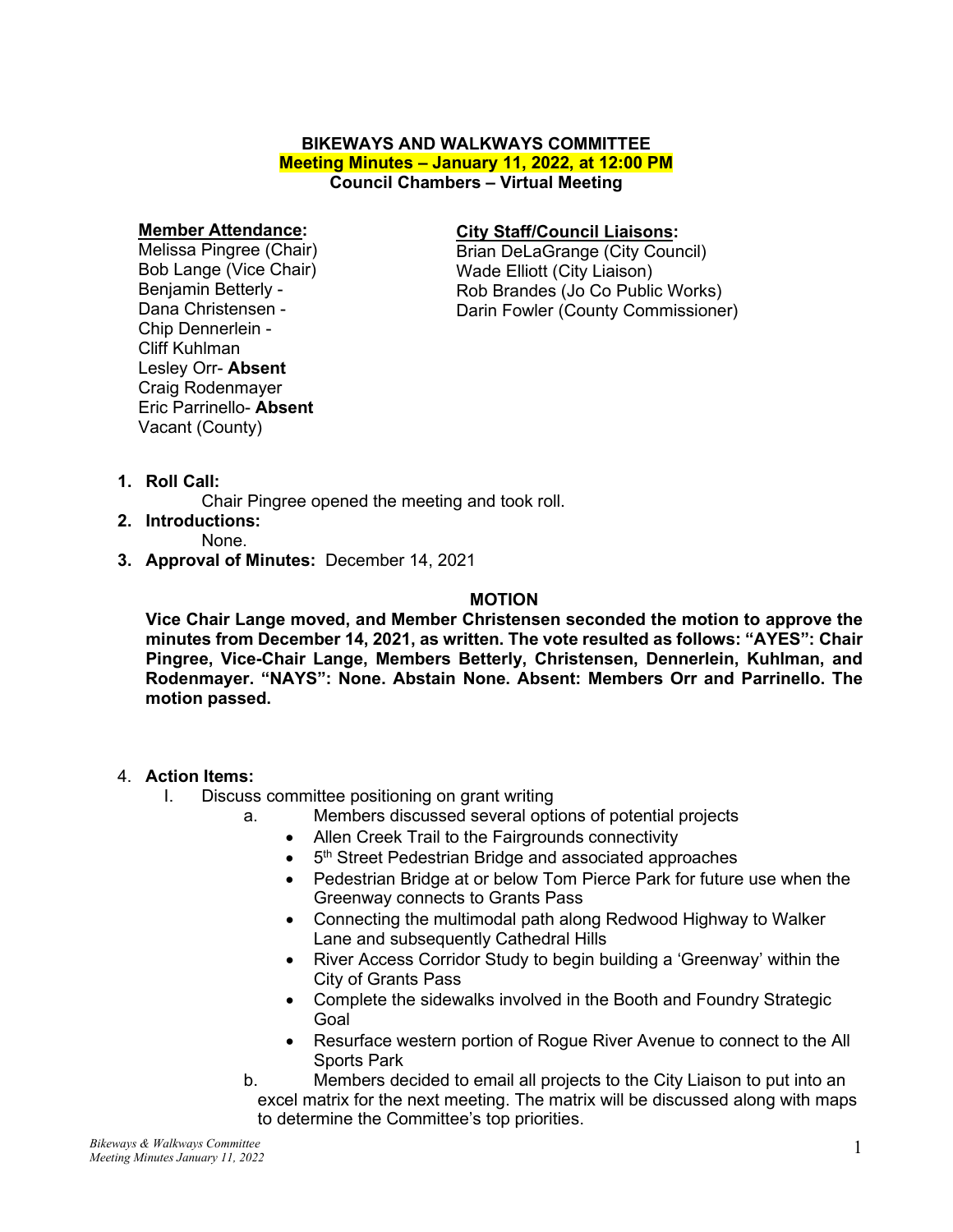**BIKEWAYS AND WALKWAYS COMMITTEE**
**Meeting Minutes – January 11, 2022, at 12:00 PM**
**Council Chambers – Virtual Meeting**

**Member Attendance:**
Melissa Pingree (Chair)
Bob Lange (Vice Chair)
Benjamin Betterly -
Dana Christensen -
Chip Dennerlein -
Cliff Kuhlman
Lesley Orr- **Absent**
Craig Rodenmayer
Eric Parrinello- **Absent**
Vacant (County)

**City Staff/Council Liaisons:**
Brian DeLaGrange (City Council)
Wade Elliott (City Liaison)
Rob Brandes (Jo Co Public Works)
Darin Fowler (County Commissioner)

1. **Roll Call:**
   Chair Pingree opened the meeting and took roll.
2. **Introductions:**
   None.
3. **Approval of Minutes:** December 14, 2021

**MOTION**

**Vice Chair Lange moved, and Member Christensen seconded the motion to approve the minutes from December 14, 2021, as written. The vote resulted as follows: "AYES": Chair Pingree, Vice-Chair Lange, Members Betterly, Christensen, Dennerlein, Kuhlman, and Rodenmayer. "NAYS": None. Abstain None. Absent: Members Orr and Parrinello. The motion passed.**

4. **Action Items:**
   I. Discuss committee positioning on grant writing
      a. Members discussed several options of potential projects
         - Allen Creek Trail to the Fairgrounds connectivity
         - 5th Street Pedestrian Bridge and associated approaches
         - Pedestrian Bridge at or below Tom Pierce Park for future use when the Greenway connects to Grants Pass
         - Connecting the multimodal path along Redwood Highway to Walker Lane and subsequently Cathedral Hills
         - River Access Corridor Study to begin building a 'Greenway' within the City of Grants Pass
         - Complete the sidewalks involved in the Booth and Foundry Strategic Goal
         - Resurface western portion of Rogue River Avenue to connect to the All Sports Park
      b. Members decided to email all projects to the City Liaison to put into an excel matrix for the next meeting. The matrix will be discussed along with maps to determine the Committee's top priorities.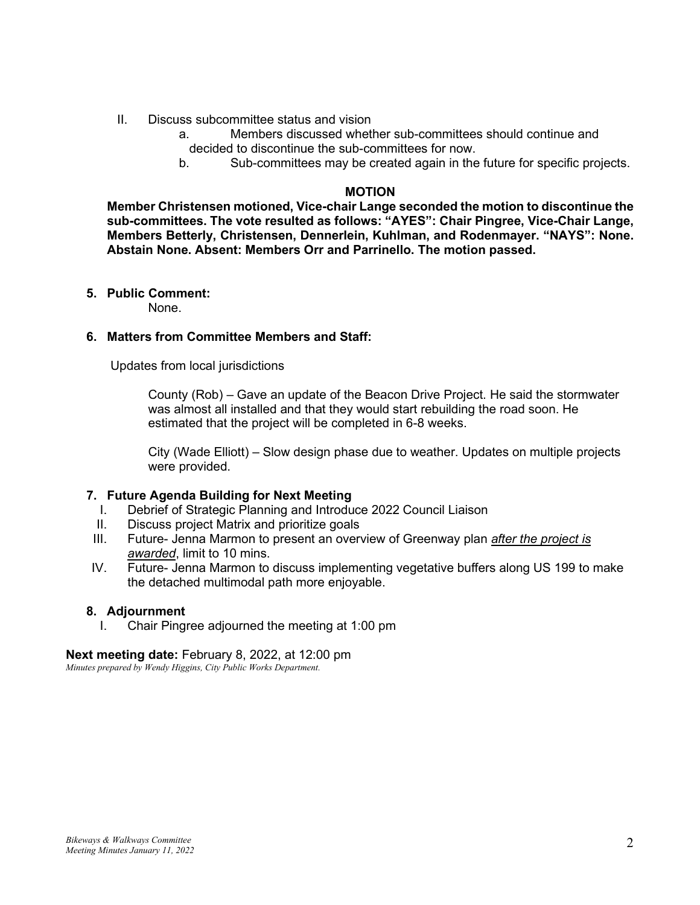II. Discuss subcommittee status and vision
   a. Members discussed whether sub-committees should continue and decided to discontinue the sub-committees for now.
   b. Sub-committees may be created again in the future for specific projects.

**MOTION**

**Member Christensen motioned, Vice-chair Lange seconded the motion to discontinue the sub-committees. The vote resulted as follows: "AYES": Chair Pingree, Vice-Chair Lange, Members Betterly, Christensen, Dennerlein, Kuhlman, and Rodenmayer. "NAYS": None. Abstain None. Absent: Members Orr and Parrinello. The motion passed.**

**5. Public Comment:**

None.

**6. Matters from Committee Members and Staff:**

Updates from local jurisdictions

County (Rob) – Gave an update of the Beacon Drive Project. He said the stormwater was almost all installed and that they would start rebuilding the road soon. He estimated that the project will be completed in 6-8 weeks.

City (Wade Elliott) – Slow design phase due to weather. Updates on multiple projects were provided.

**7. Future Agenda Building for Next Meeting**

I. Debrief of Strategic Planning and Introduce 2022 Council Liaison
II. Discuss project Matrix and prioritize goals
III. Future- Jenna Marmon to present an overview of Greenway plan *after the project is awarded*, limit to 10 mins.
IV. Future- Jenna Marmon to discuss implementing vegetative buffers along US 199 to make the detached multimodal path more enjoyable.

**8. Adjournment**

I. Chair Pingree adjourned the meeting at 1:00 pm

**Next meeting date:** February 8, 2022, at 12:00 pm

*Minutes prepared by Wendy Higgins, City Public Works Department.*